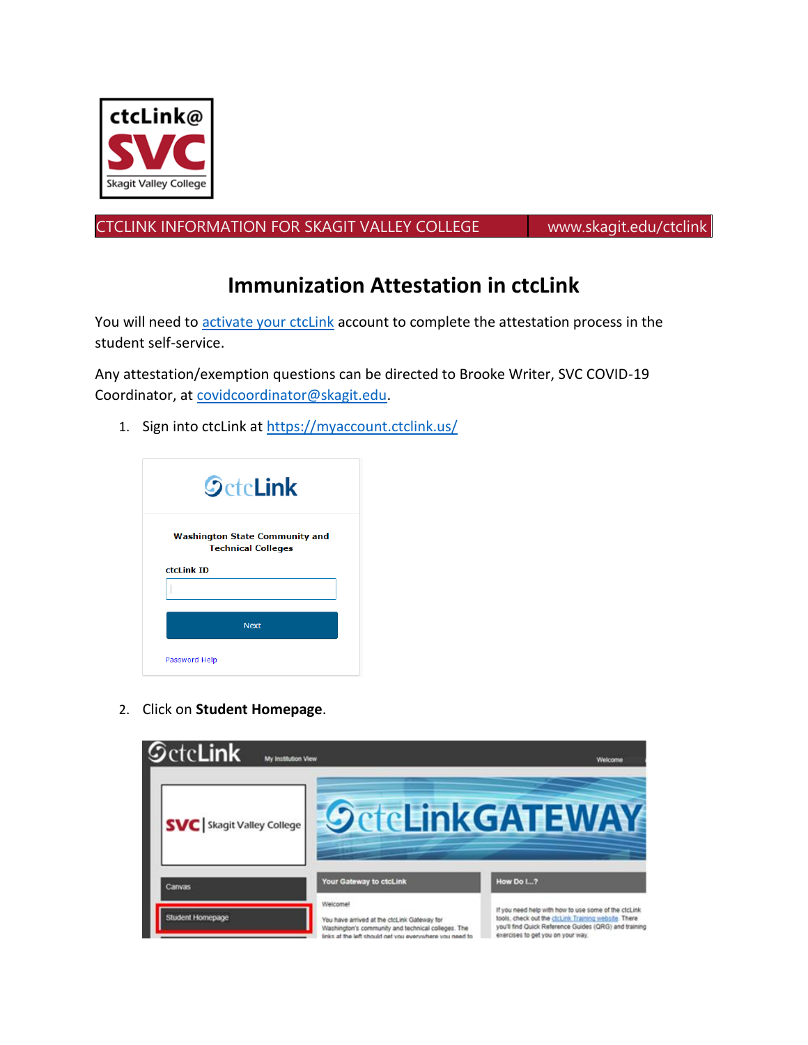CTCLINK INFORMATION FOR SKAGIT VALLEY COLLEGE | www.skagit.edu/ctclink

# Immunization Attestation in ctcLink

You will need to activate your ctcLink account to complete the attestation process in the student self-service.

Any attestation/exemption questions can be directed to Brooke Writer, SVC COVID-19 Coordinator, at covidcoordinator@skagit.edu.

1. Sign into ctcLink at https://myaccount.ctclink.us/

2. Click on **Student Homepage**.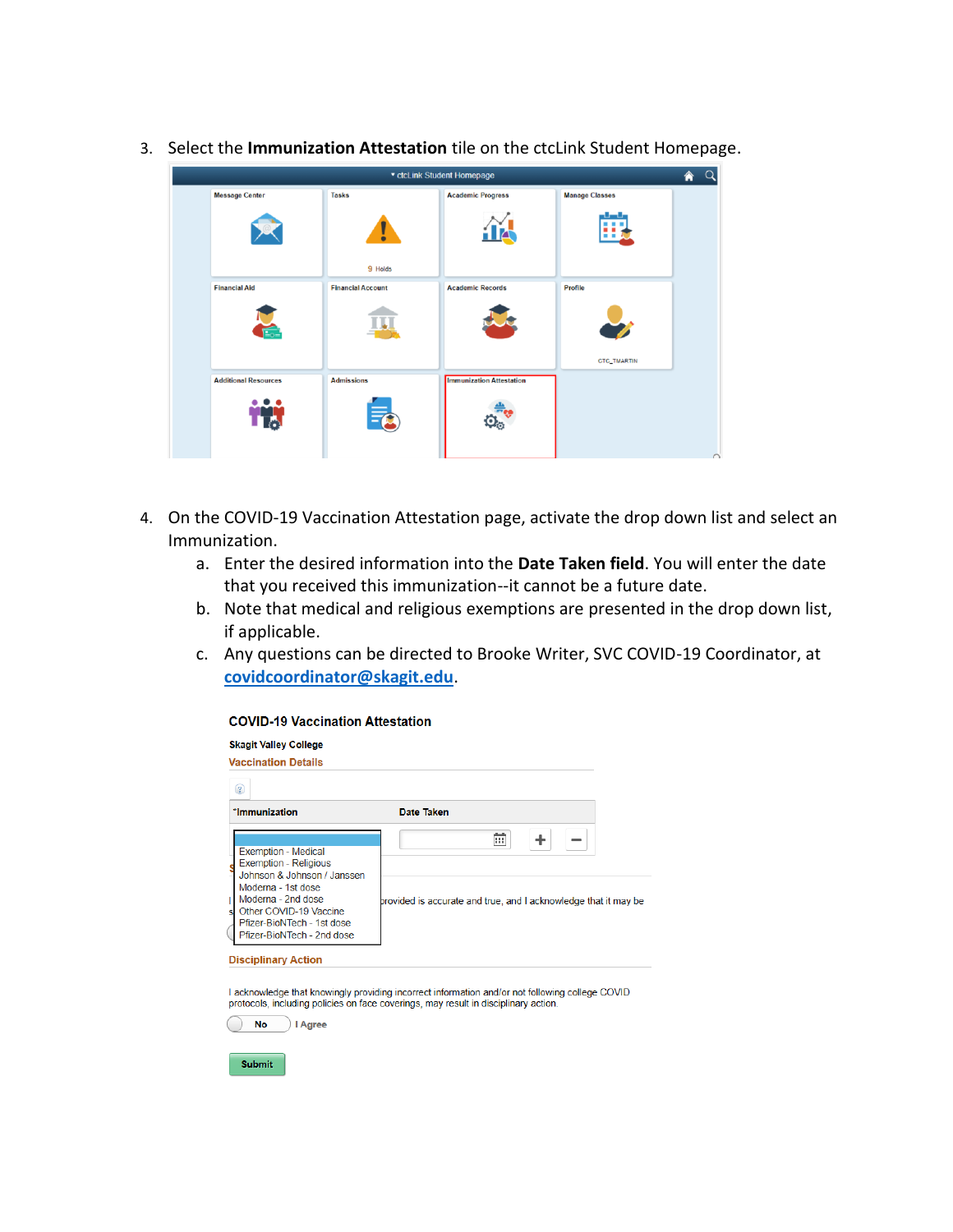3. Select the **Immunization Attestation** tile on the ctcLink Student Homepage.

4. On the COVID-19 Vaccination Attestation page, activate the drop down list and select an Immunization.
    a. Enter the desired information into the **Date Taken field**. You will enter the date that you received this immunization--it cannot be a future date.
    b. Note that medical and religious exemptions are presented in the drop down list, if applicable.
    c. Any questions can be directed to Brooke Writer, SVC COVID-19 Coordinator, at covidcoordinator@skagit.edu.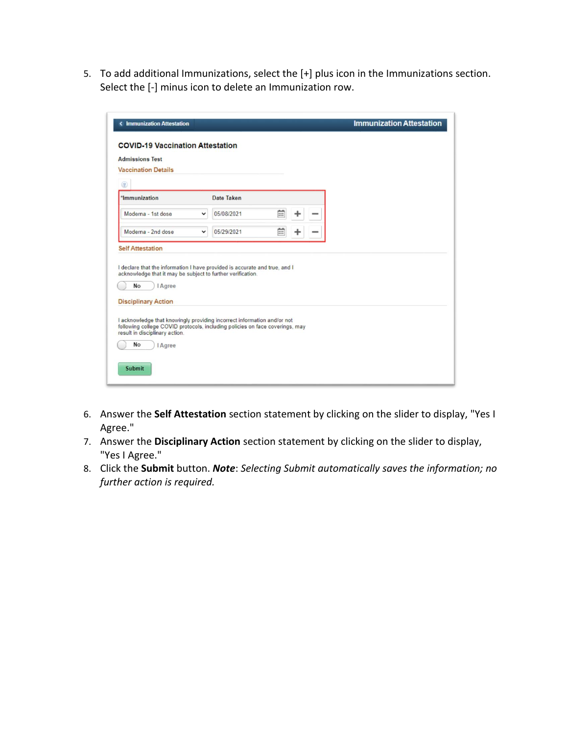5. To add additional Immunizations, select the [+] plus icon in the Immunizations section. Select the [-] minus icon to delete an Immunization row.

6. Answer the **Self Attestation** section statement by clicking on the slider to display, "Yes I Agree."
7. Answer the **Disciplinary Action** section statement by clicking on the slider to display, "Yes I Agree."
8. Click the **Submit** button. ***Note***: *Selecting Submit automatically saves the information; no further action is required.*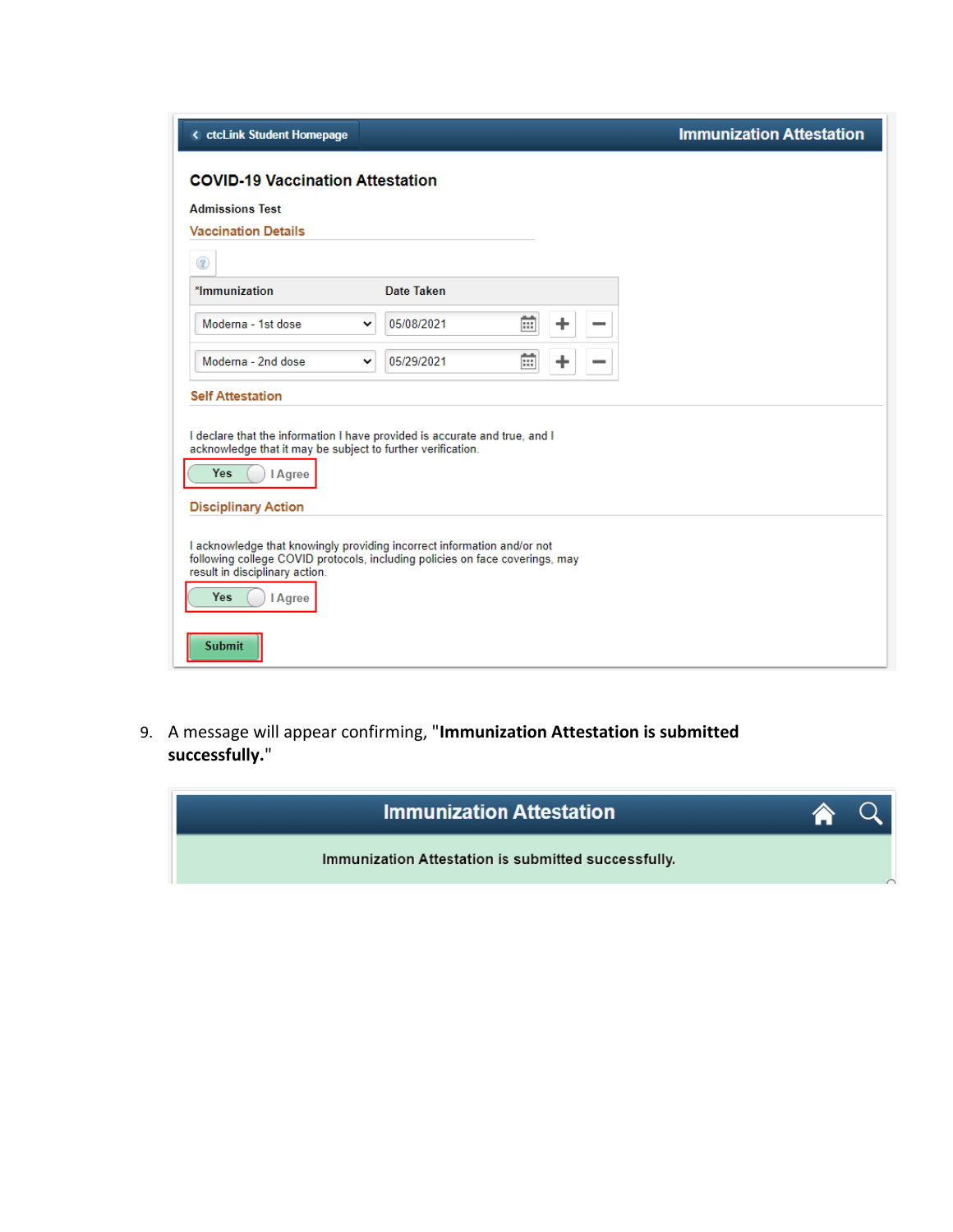ctcLink Student Homepage

Immunization Attestation

**COVID-19 Vaccination Attestation**

Admissions Test

Vaccination Details

| *Immunization | Date Taken |
| --- | --- |
| Moderna - 1st dose | 05/08/2021 |
| Moderna - 2nd dose | 05/29/2021 |

Self Attestation

I declare that the information I have provided is accurate and true, and I acknowledge that it may be subject to further verification.

Yes I Agree

Disciplinary Action

I acknowledge that knowingly providing incorrect information and/or not following college COVID protocols, including policies on face coverings, may result in disciplinary action.

Yes I Agree

Submit

9. A message will appear confirming, "**Immunization Attestation is submitted successfully.**"

Immunization Attestation

Immunization Attestation is submitted successfully.